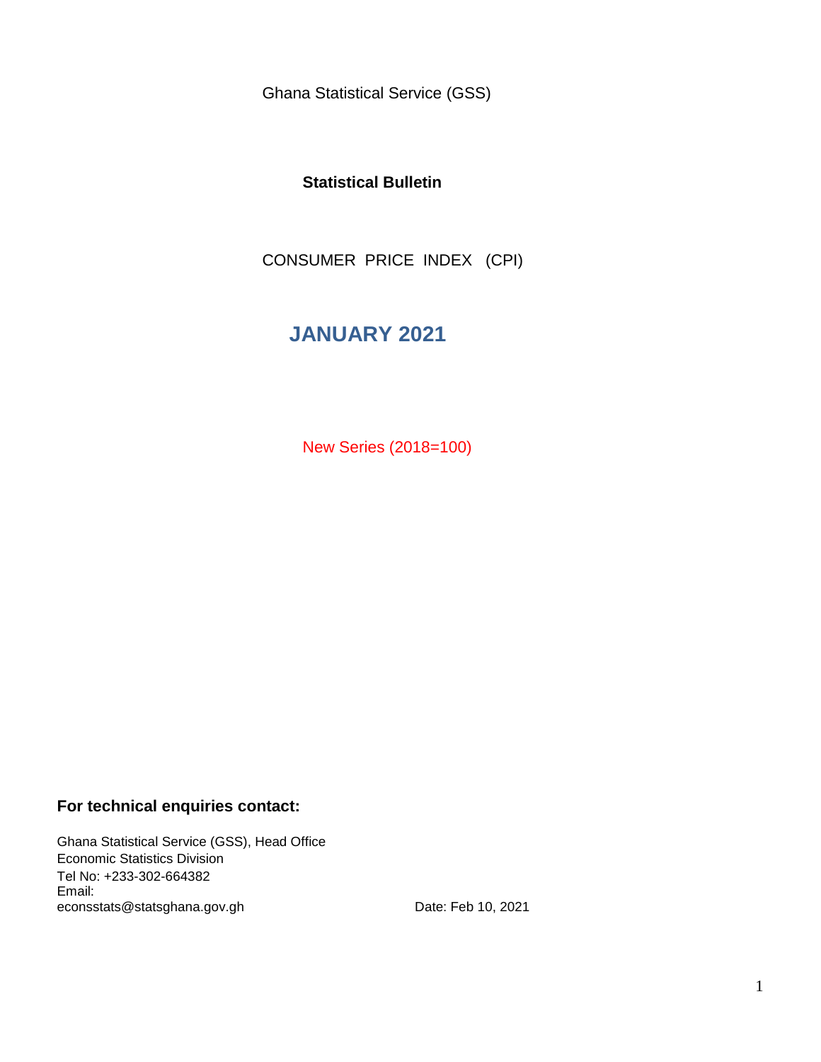Ghana Statistical Service (GSS)

**Statistical Bulletin**

CONSUMER PRICE INDEX (CPI)

# JANUARY 2021

New Series (2018=100)

**For technical enquiries contact:**

Ghana Statistical Service (GSS), Head Office
Economic Statistics Division
Tel No: +233-302-664382
Email:
econsstats@statsghana.gov.gh

Date: Feb 10, 2021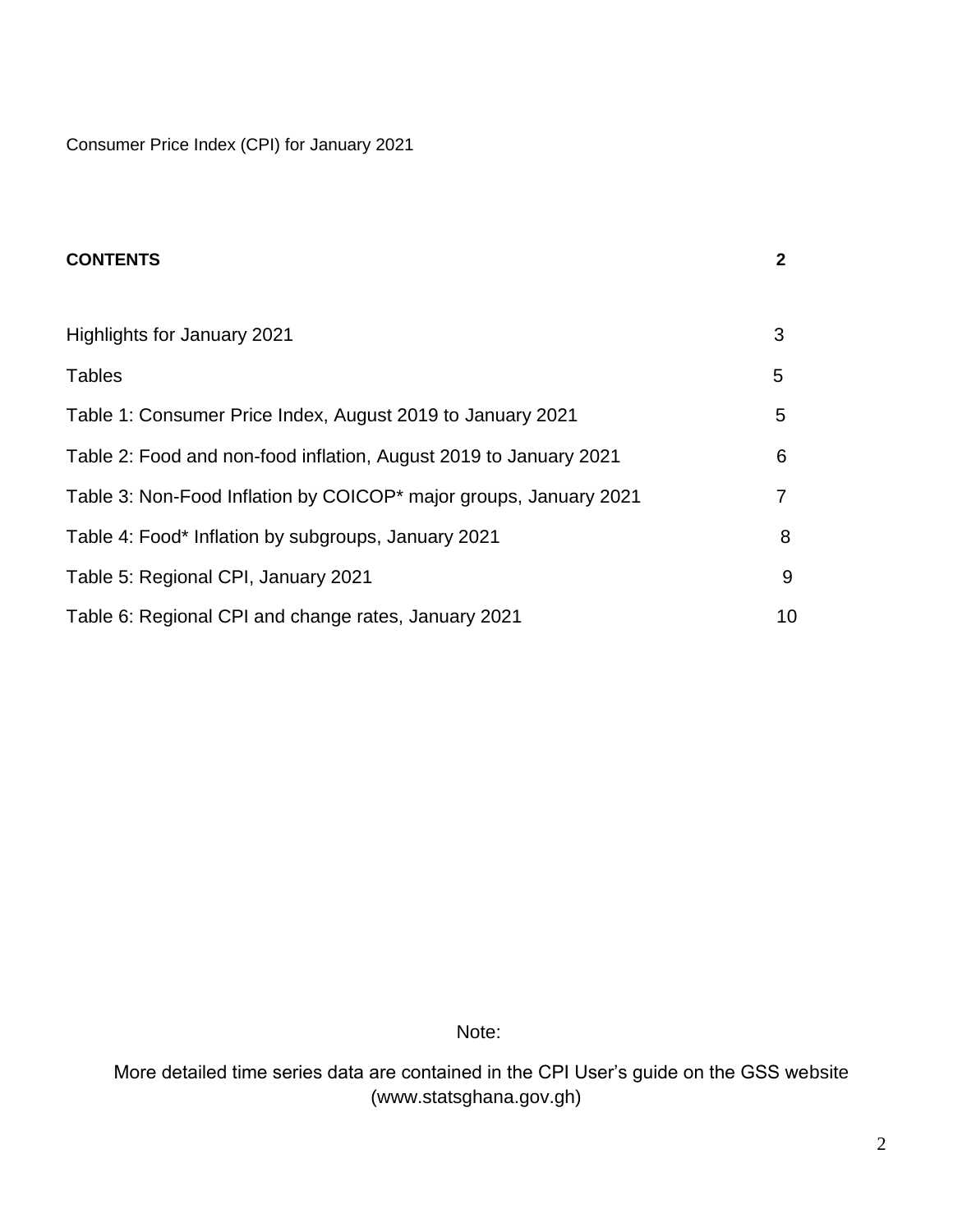Consumer Price Index (CPI) for January 2021

**CONTENTS** **2**

| | |
|---|---|
| Highlights for January 2021 | 3 |
| Tables | 5 |
| Table 1: Consumer Price Index, August 2019 to January 2021 | 5 |
| Table 2: Food and non-food inflation, August 2019 to January 2021 | 6 |
| Table 3: Non-Food Inflation by COICOP* major groups, January 2021 | 7 |
| Table 4: Food* Inflation by subgroups, January 2021 | 8 |
| Table 5: Regional CPI, January 2021 | 9 |
| Table 6: Regional CPI and change rates, January 2021 | 10 |

Note:

More detailed time series data are contained in the CPI User's guide on the GSS website (www.statsghana.gov.gh)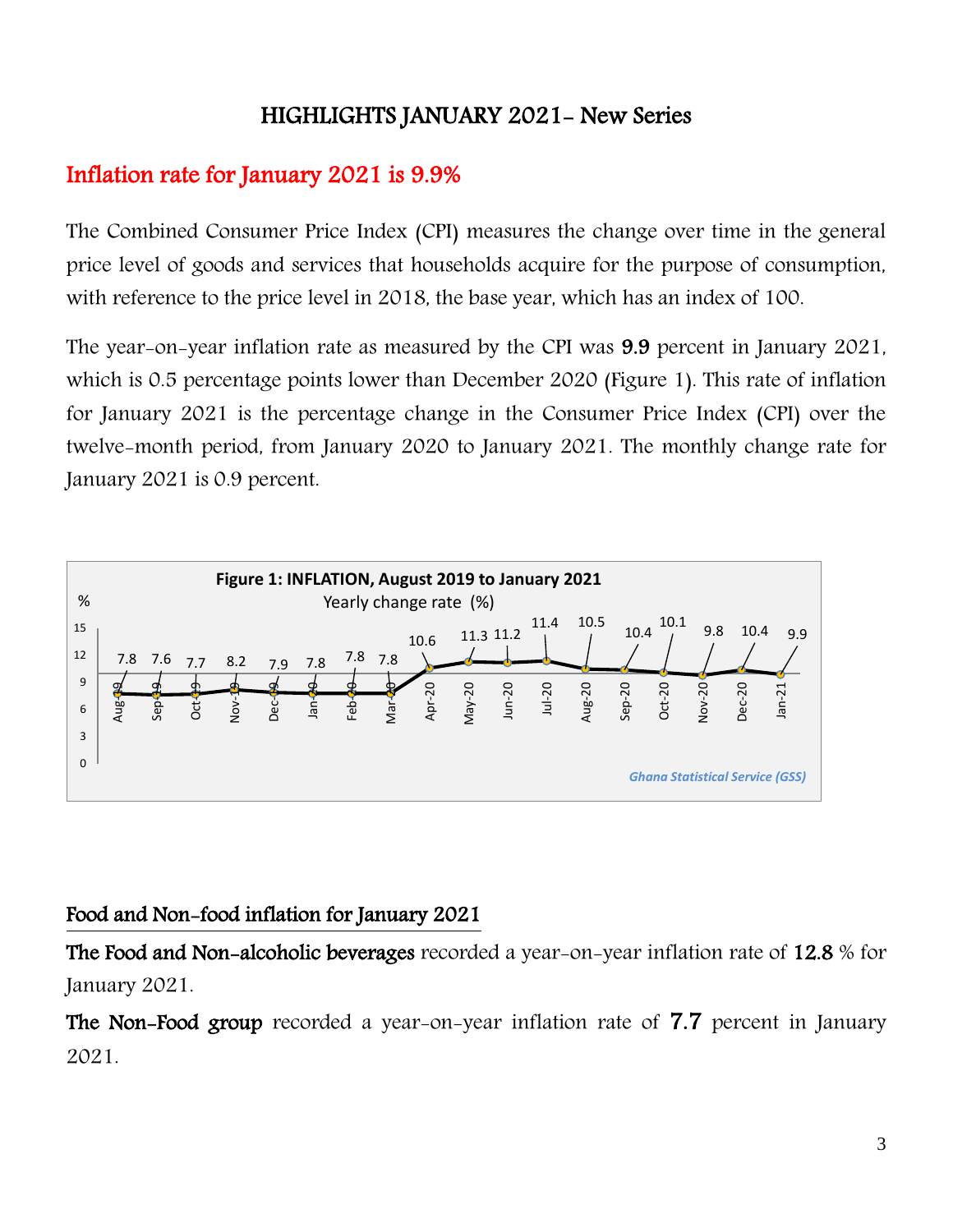## HIGHLIGHTS JANUARY 2021- New Series

## Inflation rate for January 2021 is 9.9%

The Combined Consumer Price Index (CPI) measures the change over time in the general price level of goods and services that households acquire for the purpose of consumption, with reference to the price level in 2018, the base year, which has an index of 100.

The year-on-year inflation rate as measured by the CPI was **9.9** percent in January 2021, which is 0.5 percentage points lower than December 2020 (Figure 1). This rate of inflation for January 2021 is the percentage change in the Consumer Price Index (CPI) over the twelve-month period, from January 2020 to January 2021. The monthly change rate for January 2021 is 0.9 percent.

**Figure 1: INFLATION, August 2019 to January 2021**

Yearly change rate (%)

| Month | Aug-19 | Sep-19 | Oct-19 | Nov-19 | Dec-19 | Jan-20 | Feb-20 | Mar-20 | Apr-20 | May-20 | Jun-20 | Jul-20 | Aug-20 | Sep-20 | Oct-20 | Nov-20 | Dec-20 | Jan-21 |
|---|---|---|---|---|---|---|---|---|---|---|---|---|---|---|---|---|---|---|
| % | 7.8 | 7.6 | 7.7 | 8.2 | 7.9 | 7.8 | 7.8 | 7.8 | 10.6 | 11.3 | 11.2 | 11.4 | 10.5 | 10.4 | 10.1 | 9.8 | 10.4 | 9.9 |

*Ghana Statistical Service (GSS)*

### Food and Non-food inflation for January 2021

**The Food and Non-alcoholic beverages** recorded a year-on-year inflation rate of **12.8** % for January 2021.

**The Non-Food group** recorded a year-on-year inflation rate of **7.7** percent in January 2021.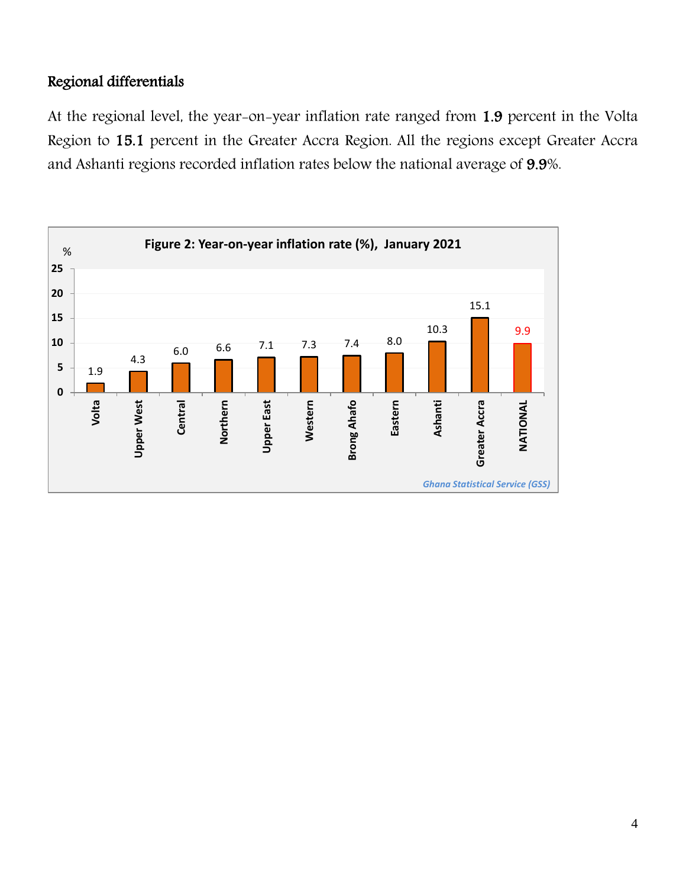## Regional differentials

At the regional level, the year-on-year inflation rate ranged from 1.9 percent in the Volta Region to 15.1 percent in the Greater Accra Region. All the regions except Greater Accra and Ashanti regions recorded inflation rates below the national average of 9.9%.

**Figure 2: Year-on-year inflation rate (%), January 2021**

| Region | % |
|---|---|
| Volta | 1.9 |
| Upper West | 4.3 |
| Central | 6.0 |
| Northern | 6.6 |
| Upper East | 7.1 |
| Western | 7.3 |
| Brong Ahafo | 7.4 |
| Eastern | 8.0 |
| Ashanti | 10.3 |
| Greater Accra | 15.1 |
| NATIONAL | 9.9 |

*Ghana Statistical Service (GSS)*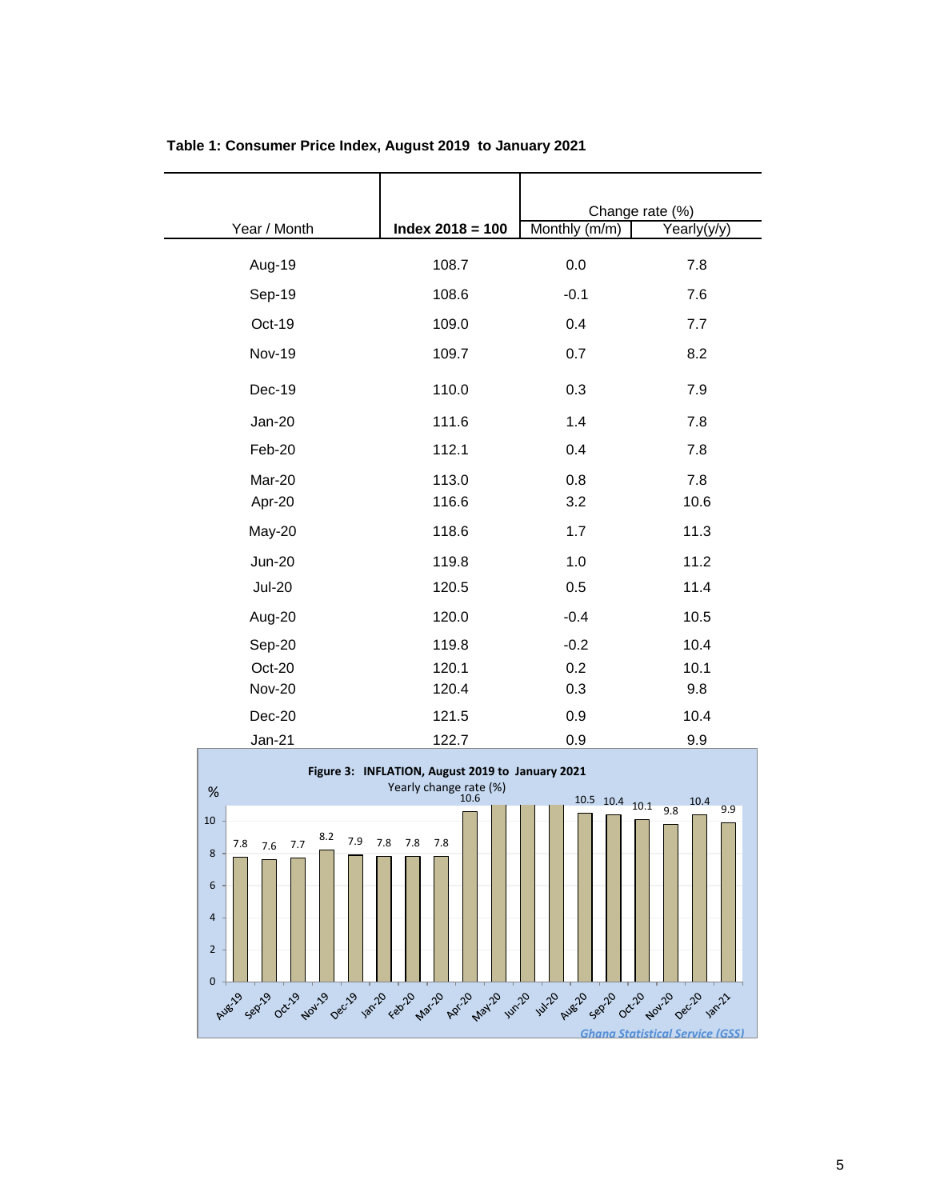**Table 1: Consumer Price Index, August 2019 to January 2021**

| Year / Month | Index 2018 = 100 | Change rate (%) | |
|---|---|---|---|
| | | Monthly (m/m) | Yearly(y/y) |
| Aug-19 | 108.7 | 0.0 | 7.8 |
| Sep-19 | 108.6 | -0.1 | 7.6 |
| Oct-19 | 109.0 | 0.4 | 7.7 |
| Nov-19 | 109.7 | 0.7 | 8.2 |
| Dec-19 | 110.0 | 0.3 | 7.9 |
| Jan-20 | 111.6 | 1.4 | 7.8 |
| Feb-20 | 112.1 | 0.4 | 7.8 |
| Mar-20 | 113.0 | 0.8 | 7.8 |
| Apr-20 | 116.6 | 3.2 | 10.6 |
| May-20 | 118.6 | 1.7 | 11.3 |
| Jun-20 | 119.8 | 1.0 | 11.2 |
| Jul-20 | 120.5 | 0.5 | 11.4 |
| Aug-20 | 120.0 | -0.4 | 10.5 |
| Sep-20 | 119.8 | -0.2 | 10.4 |
| Oct-20 | 120.1 | 0.2 | 10.1 |
| Nov-20 | 120.4 | 0.3 | 9.8 |
| Dec-20 | 121.5 | 0.9 | 10.4 |
| Jan-21 | 122.7 | 0.9 | 9.9 |

**Figure 3: INFLATION, August 2019 to January 2021**

Yearly change rate (%)

| Month | % |
|---|---|
| Aug-19 | 7.8 |
| Sep-19 | 7.6 |
| Oct-19 | 7.7 |
| Nov-19 | 8.2 |
| Dec-19 | 7.9 |
| Jan-20 | 7.8 |
| Feb-20 | 7.8 |
| Mar-20 | 7.8 |
| Apr-20 | 10.6 |
| May-20 | |
| Jun-20 | |
| Jul-20 | |
| Aug-20 | 10.5 |
| Sep-20 | 10.4 |
| Oct-20 | 10.1 |
| Nov-20 | 9.8 |
| Dec-20 | 10.4 |
| Jan-21 | 9.9 |

*Ghana Statistical Service (GSS)*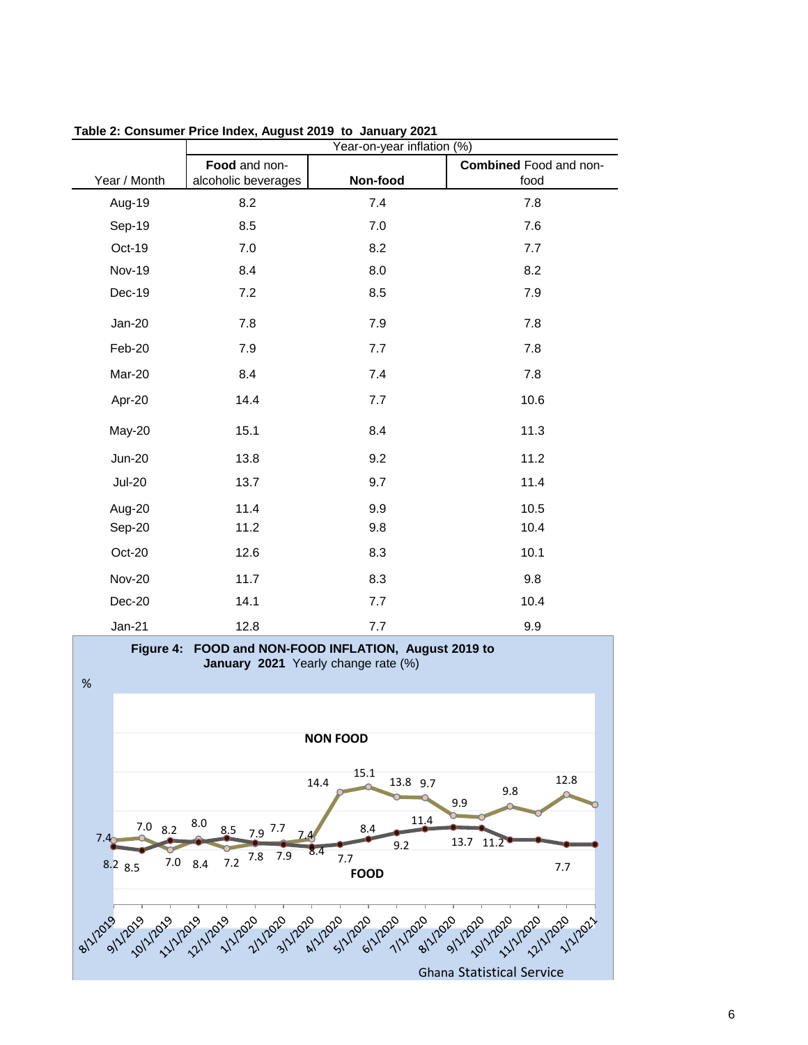**Table 2: Consumer Price Index, August 2019 to January 2021**

| Year / Month | Year-on-year inflation (%) | | |
|---|---|---|---|
| | **Food** and non-alcoholic beverages | **Non-food** | **Combined** Food and non-food |
| Aug-19 | 8.2 | 7.4 | 7.8 |
| Sep-19 | 8.5 | 7.0 | 7.6 |
| Oct-19 | 7.0 | 8.2 | 7.7 |
| Nov-19 | 8.4 | 8.0 | 8.2 |
| Dec-19 | 7.2 | 8.5 | 7.9 |
| Jan-20 | 7.8 | 7.9 | 7.8 |
| Feb-20 | 7.9 | 7.7 | 7.8 |
| Mar-20 | 8.4 | 7.4 | 7.8 |
| Apr-20 | 14.4 | 7.7 | 10.6 |
| May-20 | 15.1 | 8.4 | 11.3 |
| Jun-20 | 13.8 | 9.2 | 11.2 |
| Jul-20 | 13.7 | 9.7 | 11.4 |
| Aug-20 | 11.4 | 9.9 | 10.5 |
| Sep-20 | 11.2 | 9.8 | 10.4 |
| Oct-20 | 12.6 | 8.3 | 10.1 |
| Nov-20 | 11.7 | 8.3 | 9.8 |
| Dec-20 | 14.1 | 7.7 | 10.4 |
| Jan-21 | 12.8 | 7.7 | 9.9 |

**Figure 4: FOOD and NON-FOOD INFLATION, August 2019 to January 2021** Yearly change rate (%)

Ghana Statistical Service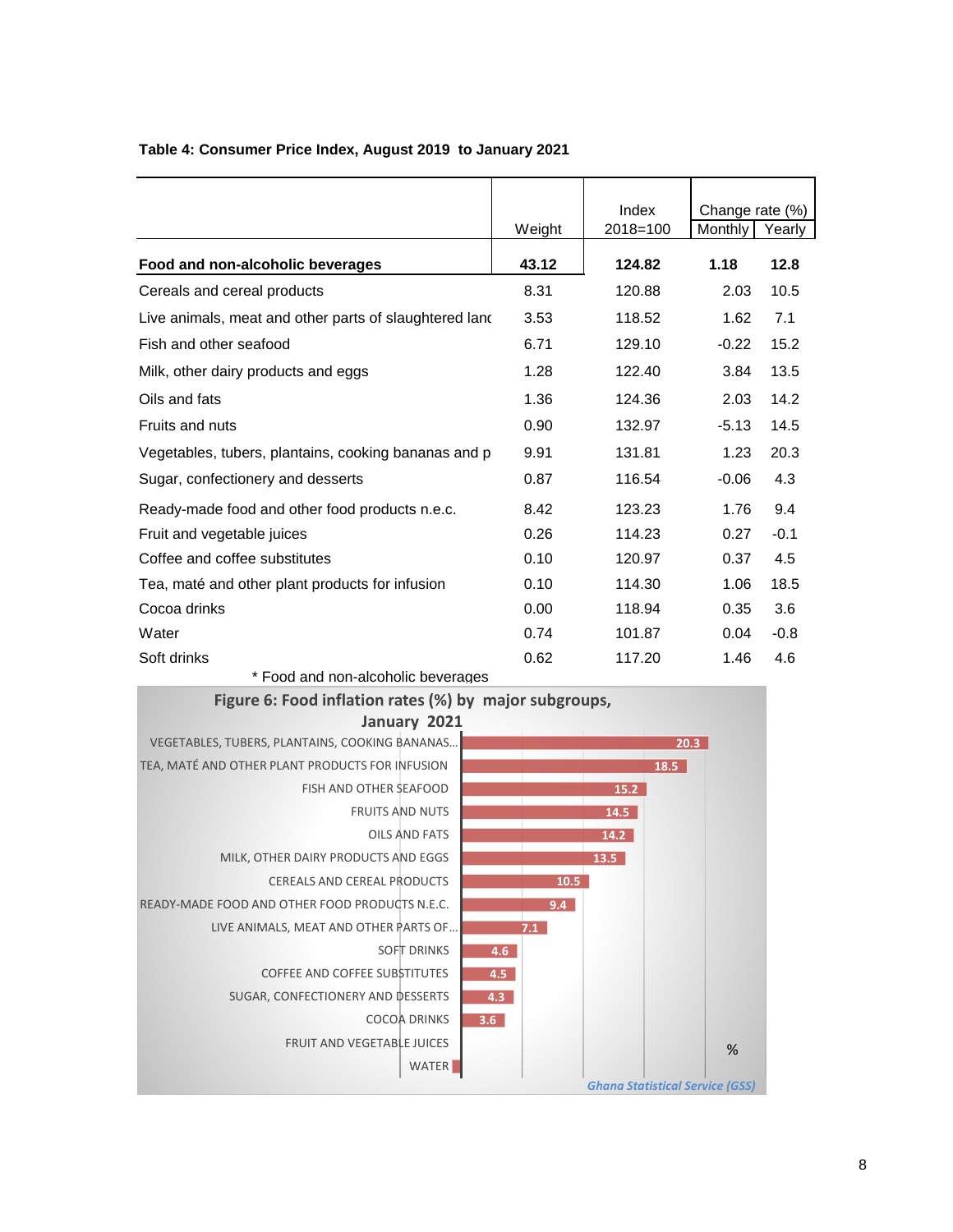**Table 4: Consumer Price Index, August 2019 to January 2021**

| | Weight | Index 2018=100 | Change rate (%) | |
|---|---|---|---|---|
| | | | Monthly | Yearly |
| **Food and non-alcoholic beverages** | **43.12** | **124.82** | **1.18** | **12.8** |
| Cereals and cereal products | 8.31 | 120.88 | 2.03 | 10.5 |
| Live animals, meat and other parts of slaughtered land | 3.53 | 118.52 | 1.62 | 7.1 |
| Fish and other seafood | 6.71 | 129.10 | -0.22 | 15.2 |
| Milk, other dairy products and eggs | 1.28 | 122.40 | 3.84 | 13.5 |
| Oils and fats | 1.36 | 124.36 | 2.03 | 14.2 |
| Fruits and nuts | 0.90 | 132.97 | -5.13 | 14.5 |
| Vegetables, tubers, plantains, cooking bananas and p | 9.91 | 131.81 | 1.23 | 20.3 |
| Sugar, confectionery and desserts | 0.87 | 116.54 | -0.06 | 4.3 |
| Ready-made food and other food products n.e.c. | 8.42 | 123.23 | 1.76 | 9.4 |
| Fruit and vegetable juices | 0.26 | 114.23 | 0.27 | -0.1 |
| Coffee and coffee substitutes | 0.10 | 120.97 | 0.37 | 4.5 |
| Tea, maté and other plant products for infusion | 0.10 | 114.30 | 1.06 | 18.5 |
| Cocoa drinks | 0.00 | 118.94 | 0.35 | 3.6 |
| Water | 0.74 | 101.87 | 0.04 | -0.8 |
| Soft drinks | 0.62 | 117.20 | 1.46 | 4.6 |

* Food and non-alcoholic beverages

**Figure 6: Food inflation rates (%) by major subgroups, January 2021**

| Subgroup | % |
|---|---|
| VEGETABLES, TUBERS, PLANTAINS, COOKING BANANAS... | 20.3 |
| TEA, MATÉ AND OTHER PLANT PRODUCTS FOR INFUSION | 18.5 |
| FISH AND OTHER SEAFOOD | 15.2 |
| FRUITS AND NUTS | 14.5 |
| OILS AND FATS | 14.2 |
| MILK, OTHER DAIRY PRODUCTS AND EGGS | 13.5 |
| CEREALS AND CEREAL PRODUCTS | 10.5 |
| READY-MADE FOOD AND OTHER FOOD PRODUCTS N.E.C. | 9.4 |
| LIVE ANIMALS, MEAT AND OTHER PARTS OF... | 7.1 |
| SOFT DRINKS | 4.6 |
| COFFEE AND COFFEE SUBSTITUTES | 4.5 |
| SUGAR, CONFECTIONERY AND DESSERTS | 4.3 |
| COCOA DRINKS | 3.6 |
| FRUIT AND VEGETABLE JUICES | |
| WATER | |

*Ghana Statistical Service (GSS)*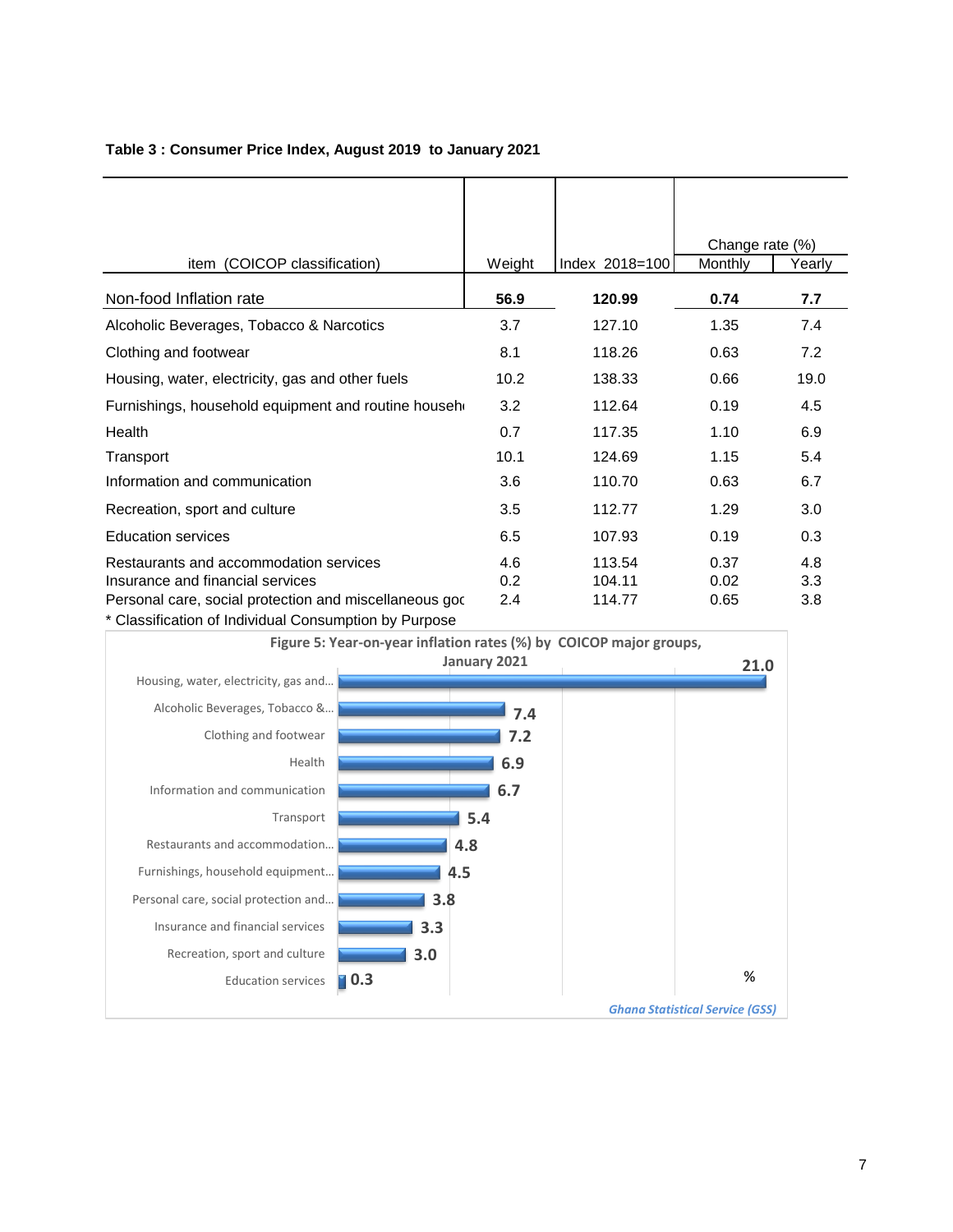**Table 3 : Consumer Price Index, August 2019 to January 2021**

| item (COICOP classification) | Weight | Index 2018=100 | Change rate (%) | |
|---|---|---|---|---|
| | | | Monthly | Yearly |
| **Non-food Inflation rate** | **56.9** | **120.99** | **0.74** | **7.7** |
| Alcoholic Beverages, Tobacco & Narcotics | 3.7 | 127.10 | 1.35 | 7.4 |
| Clothing and footwear | 8.1 | 118.26 | 0.63 | 7.2 |
| Housing, water, electricity, gas and other fuels | 10.2 | 138.33 | 0.66 | 19.0 |
| Furnishings, household equipment and routine househ | 3.2 | 112.64 | 0.19 | 4.5 |
| Health | 0.7 | 117.35 | 1.10 | 6.9 |
| Transport | 10.1 | 124.69 | 1.15 | 5.4 |
| Information and communication | 3.6 | 110.70 | 0.63 | 6.7 |
| Recreation, sport and culture | 3.5 | 112.77 | 1.29 | 3.0 |
| Education services | 6.5 | 107.93 | 0.19 | 0.3 |
| Restaurants and accommodation services | 4.6 | 113.54 | 0.37 | 4.8 |
| Insurance and financial services | 0.2 | 104.11 | 0.02 | 3.3 |
| Personal care, social protection and miscellaneous goc | 2.4 | 114.77 | 0.65 | 3.8 |

* Classification of Individual Consumption by Purpose

**Figure 5: Year-on-year inflation rates (%) by COICOP major groups, January 2021**

| COICOP major group | % |
|---|---|
| Housing, water, electricity, gas and... | 21.0 |
| Alcoholic Beverages, Tobacco &... | 7.4 |
| Clothing and footwear | 7.2 |
| Health | 6.9 |
| Information and communication | 6.7 |
| Transport | 5.4 |
| Restaurants and accommodation... | 4.8 |
| Furnishings, household equipment... | 4.5 |
| Personal care, social protection and... | 3.8 |
| Insurance and financial services | 3.3 |
| Recreation, sport and culture | 3.0 |
| Education services | 0.3 |

*Ghana Statistical Service (GSS)*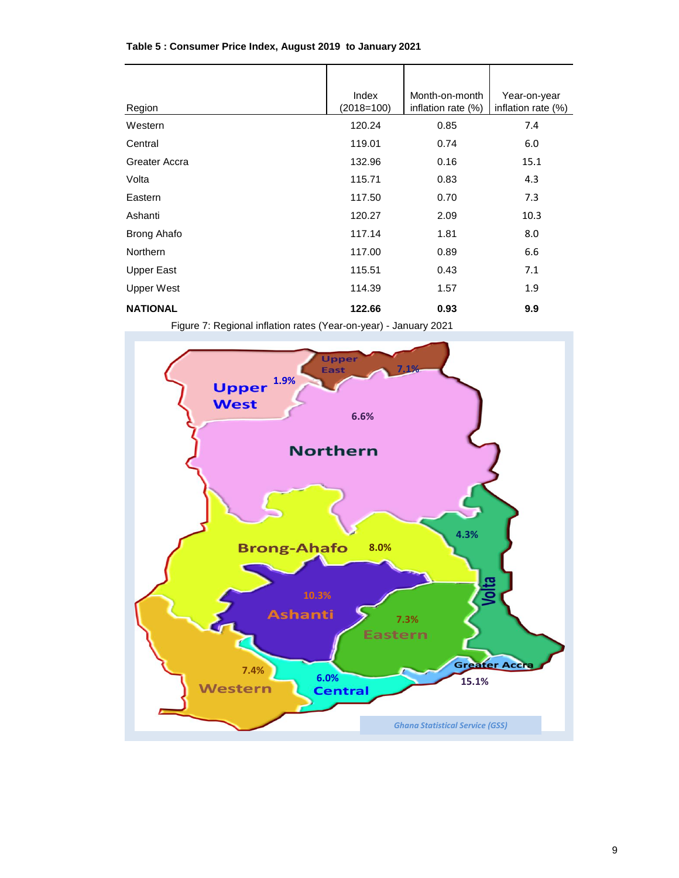**Table 5 : Consumer Price Index, August 2019 to January 2021**

| Region | Index (2018=100) | Month-on-month inflation rate (%) | Year-on-year inflation rate (%) |
|---|---|---|---|
| Western | 120.24 | 0.85 | 7.4 |
| Central | 119.01 | 0.74 | 6.0 |
| Greater Accra | 132.96 | 0.16 | 15.1 |
| Volta | 115.71 | 0.83 | 4.3 |
| Eastern | 117.50 | 0.70 | 7.3 |
| Ashanti | 120.27 | 2.09 | 10.3 |
| Brong Ahafo | 117.14 | 1.81 | 8.0 |
| Northern | 117.00 | 0.89 | 6.6 |
| Upper East | 115.51 | 0.43 | 7.1 |
| Upper West | 114.39 | 1.57 | 1.9 |
| **NATIONAL** | **122.66** | **0.93** | **9.9** |

Figure 7: Regional inflation rates (Year-on-year) - January 2021

Upper West 1.9%; Upper East 7.1%; Northern 6.6%; Brong-Ahafo 8.0%; Volta 4.3%; Ashanti 10.3%; Eastern 7.3%; Western 7.4%; Central 6.0%; Greater Accra 15.1%

*Ghana Statistical Service (GSS)*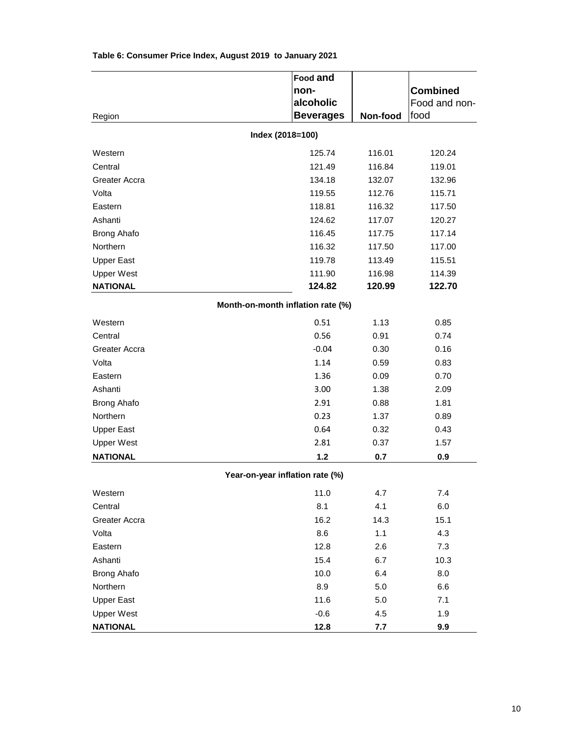**Table 6: Consumer Price Index, August 2019 to January 2021**

| Region | Food and non-alcoholic Beverages | Non-food | Combined Food and non-food |
|---|---|---|---|
| **Index (2018=100)** | | | |
| Western | 125.74 | 116.01 | 120.24 |
| Central | 121.49 | 116.84 | 119.01 |
| Greater Accra | 134.18 | 132.07 | 132.96 |
| Volta | 119.55 | 112.76 | 115.71 |
| Eastern | 118.81 | 116.32 | 117.50 |
| Ashanti | 124.62 | 117.07 | 120.27 |
| Brong Ahafo | 116.45 | 117.75 | 117.14 |
| Northern | 116.32 | 117.50 | 117.00 |
| Upper East | 119.78 | 113.49 | 115.51 |
| Upper West | 111.90 | 116.98 | 114.39 |
| **NATIONAL** | **124.82** | **120.99** | **122.70** |
| **Month-on-month inflation rate (%)** | | | |
| Western | 0.51 | 1.13 | 0.85 |
| Central | 0.56 | 0.91 | 0.74 |
| Greater Accra | -0.04 | 0.30 | 0.16 |
| Volta | 1.14 | 0.59 | 0.83 |
| Eastern | 1.36 | 0.09 | 0.70 |
| Ashanti | 3.00 | 1.38 | 2.09 |
| Brong Ahafo | 2.91 | 0.88 | 1.81 |
| Northern | 0.23 | 1.37 | 0.89 |
| Upper East | 0.64 | 0.32 | 0.43 |
| Upper West | 2.81 | 0.37 | 1.57 |
| **NATIONAL** | **1.2** | **0.7** | **0.9** |
| **Year-on-year inflation rate (%)** | | | |
| Western | 11.0 | 4.7 | 7.4 |
| Central | 8.1 | 4.1 | 6.0 |
| Greater Accra | 16.2 | 14.3 | 15.1 |
| Volta | 8.6 | 1.1 | 4.3 |
| Eastern | 12.8 | 2.6 | 7.3 |
| Ashanti | 15.4 | 6.7 | 10.3 |
| Brong Ahafo | 10.0 | 6.4 | 8.0 |
| Northern | 8.9 | 5.0 | 6.6 |
| Upper East | 11.6 | 5.0 | 7.1 |
| Upper West | -0.6 | 4.5 | 1.9 |
| **NATIONAL** | **12.8** | **7.7** | **9.9** |